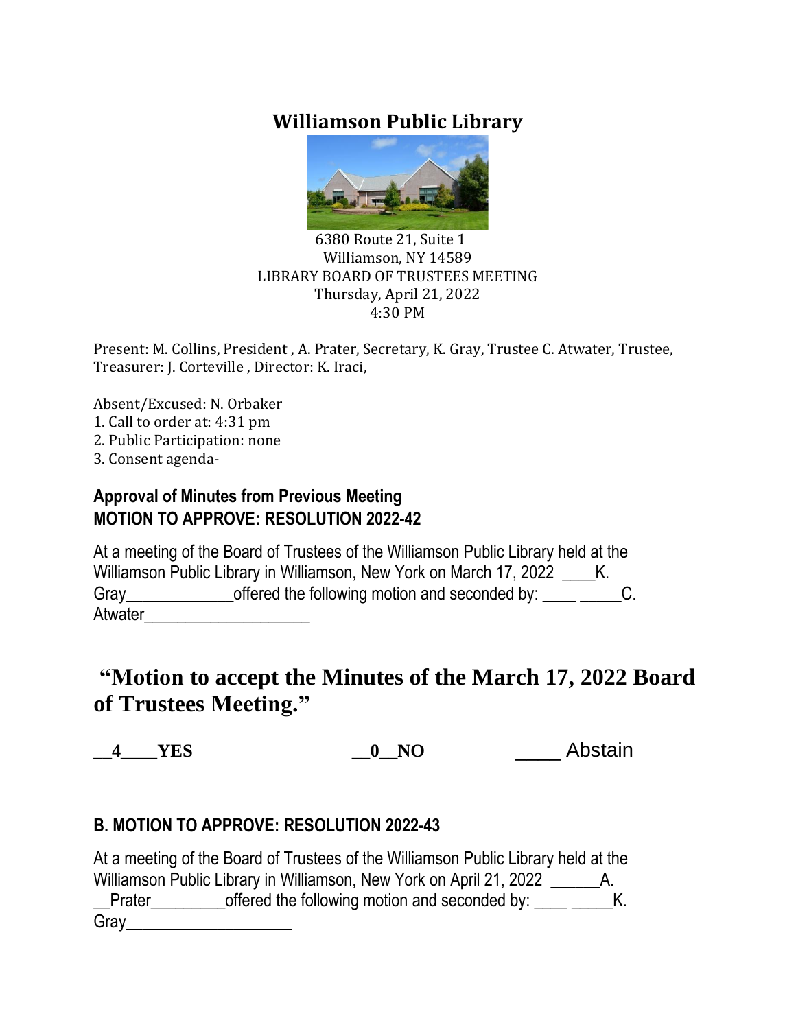# Williamson Public Library

6380 Route 21, Suite 1
Williamson, NY 14589
LIBRARY BOARD OF TRUSTEES MEETING
Thursday, April 21, 2022
4:30 PM

Present: M. Collins, President , A. Prater, Secretary, K. Gray, Trustee C. Atwater, Trustee, Treasurer: J. Corteville , Director: K. Iraci,

Absent/Excused: N. Orbaker
1. Call to order at: 4:31 pm
2. Public Participation: none
3. Consent agenda-

**Approval of Minutes from Previous Meeting**
**MOTION TO APPROVE: RESOLUTION 2022-42**

At a meeting of the Board of Trustees of the Williamson Public Library held at the Williamson Public Library in Williamson, New York on March 17, 2022 ____K. Gray_____________offered the following motion and seconded by: ____ _____C. Atwater____________________

## "Motion to accept the Minutes of the March 17, 2022 Board of Trustees Meeting."

**__4____YES** **__0__NO** ____ Abstain

**B. MOTION TO APPROVE: RESOLUTION 2022-43**

At a meeting of the Board of Trustees of the Williamson Public Library held at the Williamson Public Library in Williamson, New York on April 21, 2022 ______A. __Prater_________offered the following motion and seconded by: ____ _____K. Gray____________________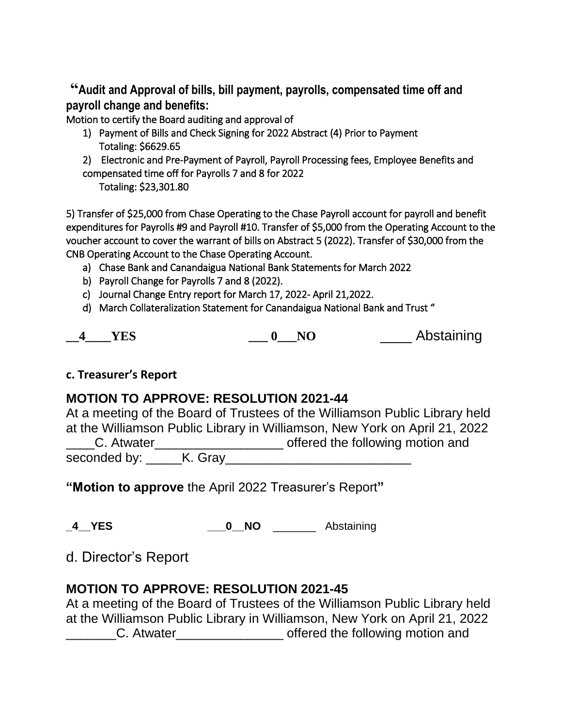**"Audit and Approval of bills, bill payment, payrolls, compensated time off and payroll change and benefits:**

Motion to certify the Board auditing and approval of

1) Payment of Bills and Check Signing for 2022 Abstract (4) Prior to Payment
   Totaling: $6629.65
2) Electronic and Pre-Payment of Payroll, Payroll Processing fees, Employee Benefits and compensated time off for Payrolls 7 and 8 for 2022
   Totaling: $23,301.80

5) Transfer of $25,000 from Chase Operating to the Chase Payroll account for payroll and benefit expenditures for Payrolls #9 and Payroll #10. Transfer of $5,000 from the Operating Account to the voucher account to cover the warrant of bills on Abstract 5 (2022). Transfer of $30,000 from the CNB Operating Account to the Chase Operating Account.

a) Chase Bank and Canandaigua National Bank Statements for March 2022
b) Payroll Change for Payrolls 7 and 8 (2022).
c) Journal Change Entry report for March 17, 2022- April 21,2022.
d) March Collateralization Statement for Canandaigua National Bank and Trust "

**__4____YES** **___ 0___NO** ____ Abstaining

**c. Treasurer's Report**

**MOTION TO APPROVE: RESOLUTION 2021-44**

At a meeting of the Board of Trustees of the Williamson Public Library held at the Williamson Public Library in Williamson, New York on April 21, 2022 ____C. Atwater__________________ offered the following motion and seconded by: _____K. Gray__________________________

**"Motion to approve** the April 2022 Treasurer's Report**"**

**_4__YES** **___0__NO** _______ Abstaining

d. Director's Report

**MOTION TO APPROVE: RESOLUTION 2021-45**

At a meeting of the Board of Trustees of the Williamson Public Library held at the Williamson Public Library in Williamson, New York on April 21, 2022 _______C. Atwater_______________ offered the following motion and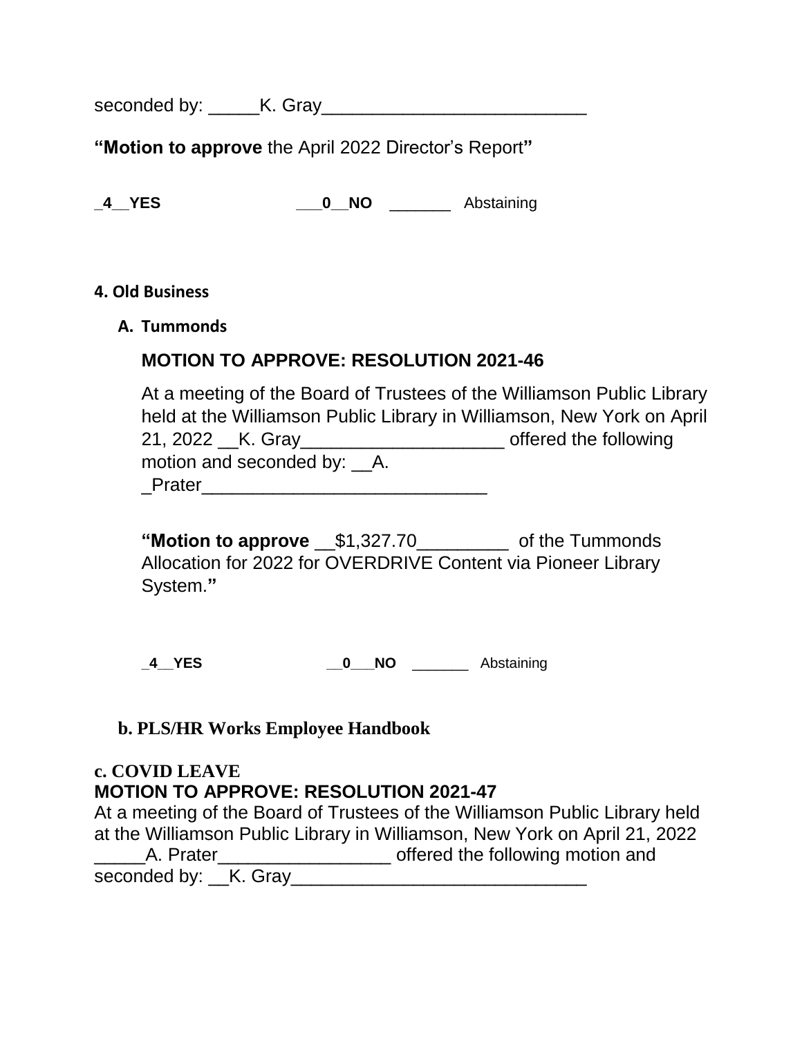seconded by: _____K. Gray__________________________

**"Motion to approve** the April 2022 Director's Report**"**

**_4__YES** **___0__NO** _______ Abstaining

**4. Old Business**

**A. Tummonds**

**MOTION TO APPROVE: RESOLUTION 2021-46**

At a meeting of the Board of Trustees of the Williamson Public Library held at the Williamson Public Library in Williamson, New York on April 21, 2022 __K. Gray____________________ offered the following motion and seconded by: __A. _Prater____________________________

**"Motion to approve** __$1,327.70_________ of the Tummonds Allocation for 2022 for OVERDRIVE Content via Pioneer Library System.**"**

**_4__YES** **__0___NO** _______ Abstaining

**b. PLS/HR Works Employee Handbook**

**c. COVID LEAVE**

**MOTION TO APPROVE: RESOLUTION 2021-47**

At a meeting of the Board of Trustees of the Williamson Public Library held at the Williamson Public Library in Williamson, New York on April 21, 2022 _____A. Prater_________________ offered the following motion and seconded by: __K. Gray______________________________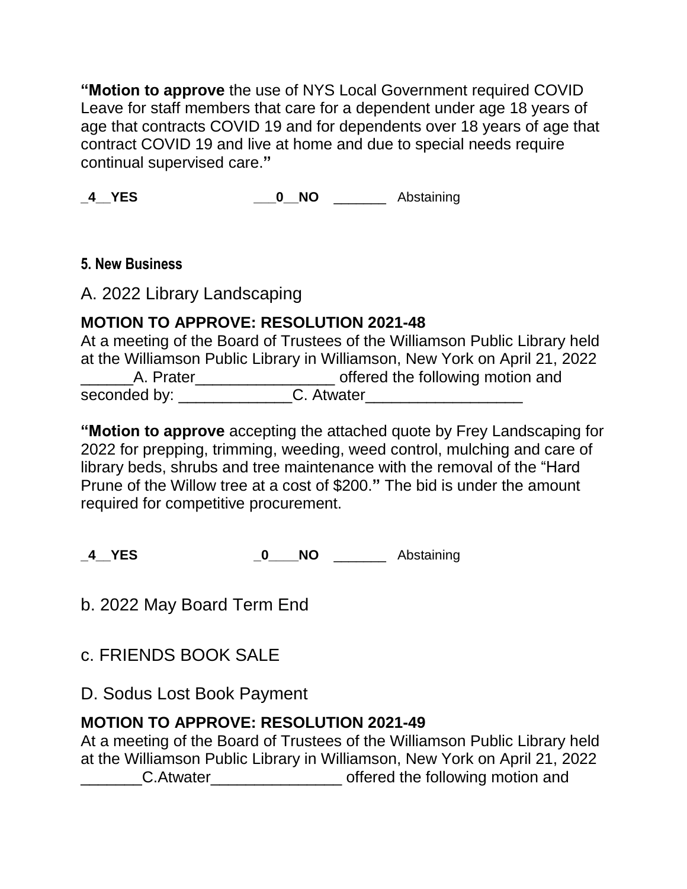**"Motion to approve** the use of NYS Local Government required COVID Leave for staff members that care for a dependent under age 18 years of age that contracts COVID 19 and for dependents over 18 years of age that contract COVID 19 and live at home and due to special needs require continual supervised care.**"**

**_4__YES** **___0__NO** _______ Abstaining

### 5. New Business

A. 2022 Library Landscaping

**MOTION TO APPROVE: RESOLUTION 2021-48**

At a meeting of the Board of Trustees of the Williamson Public Library held at the Williamson Public Library in Williamson, New York on April 21, 2022 ______A. Prater________________ offered the following motion and seconded by: _____________C. Atwater__________________

**"Motion to approve** accepting the attached quote by Frey Landscaping for 2022 for prepping, trimming, weeding, weed control, mulching and care of library beds, shrubs and tree maintenance with the removal of the "Hard Prune of the Willow tree at a cost of $200.**"** The bid is under the amount required for competitive procurement.

**_4__YES** **_0____NO** _______ Abstaining

b. 2022 May Board Term End

c. FRIENDS BOOK SALE

D. Sodus Lost Book Payment

**MOTION TO APPROVE: RESOLUTION 2021-49**

At a meeting of the Board of Trustees of the Williamson Public Library held at the Williamson Public Library in Williamson, New York on April 21, 2022 _______C.Atwater_______________ offered the following motion and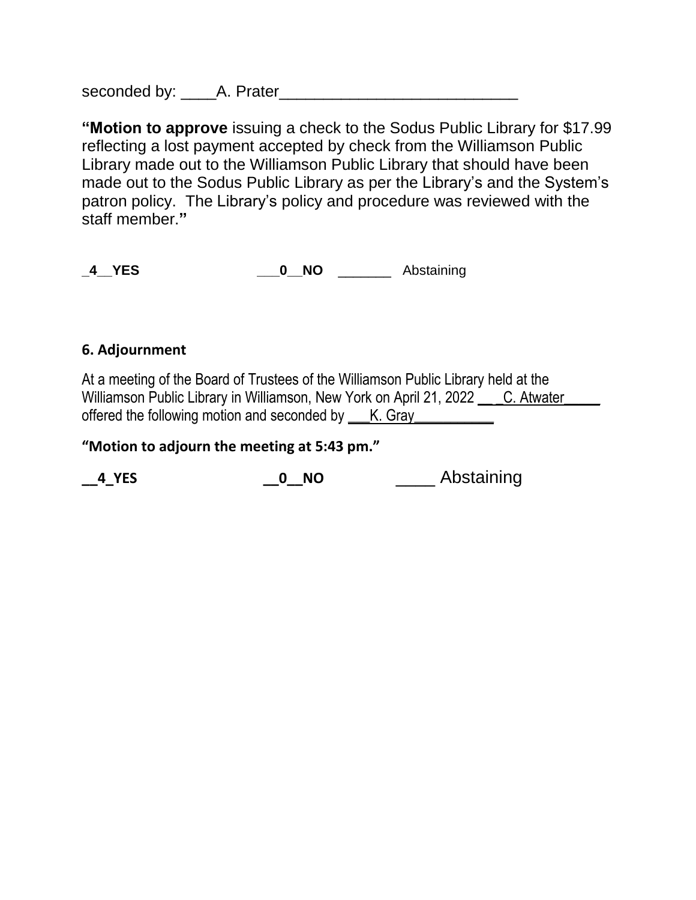seconded by: ____A. Prater___________________________

**"Motion to approve** issuing a check to the Sodus Public Library for $17.99 reflecting a lost payment accepted by check from the Williamson Public Library made out to the Williamson Public Library that should have been made out to the Sodus Public Library as per the Library's and the System's patron policy. The Library's policy and procedure was reviewed with the staff member.**"**

**_4__YES** **___0__NO** _______ Abstaining

**6. Adjournment**

At a meeting of the Board of Trustees of the Williamson Public Library held at the Williamson Public Library in Williamson, New York on April 21, 2022 __ _C. Atwater_____ offered the following motion and seconded by ___K. Gray___________

**"Motion to adjourn the meeting at 5:43 pm."**

**__4_YES** **__0__NO** ____ Abstaining